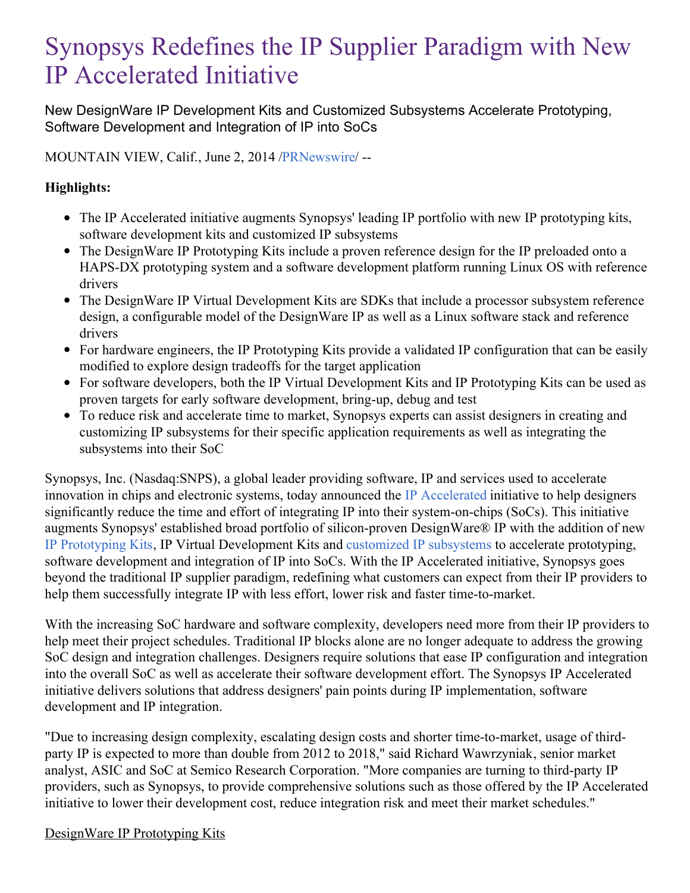# Synopsys Redefines the IP Supplier Paradigm with New IP Accelerated Initiative

New DesignWare IP Development Kits and Customized Subsystems Accelerate Prototyping, Software Development and Integration of IP into SoCs

MOUNTAIN VIEW, Calif., June 2, 2014 /PRNewswire/ --

**Highlights:**

- The IP Accelerated initiative augments Synopsys' leading IP portfolio with new IP prototyping kits, software development kits and customized IP subsystems
- The DesignWare IP Prototyping Kits include a proven reference design for the IP preloaded onto a HAPS-DX prototyping system and a software development platform running Linux OS with reference drivers
- The DesignWare IP Virtual Development Kits are SDKs that include a processor subsystem reference design, a configurable model of the DesignWare IP as well as a Linux software stack and reference drivers
- For hardware engineers, the IP Prototyping Kits provide a validated IP configuration that can be easily modified to explore design tradeoffs for the target application
- For software developers, both the IP Virtual Development Kits and IP Prototyping Kits can be used as proven targets for early software development, bring-up, debug and test
- To reduce risk and accelerate time to market, Synopsys experts can assist designers in creating and customizing IP subsystems for their specific application requirements as well as integrating the subsystems into their SoC

Synopsys, Inc. (Nasdaq:SNPS), a global leader providing software, IP and services used to accelerate innovation in chips and electronic systems, today announced the IP Accelerated initiative to help designers significantly reduce the time and effort of integrating IP into their system-on-chips (SoCs). This initiative augments Synopsys' established broad portfolio of silicon-proven DesignWare® IP with the addition of new IP Prototyping Kits, IP Virtual Development Kits and customized IP subsystems to accelerate prototyping, software development and integration of IP into SoCs. With the IP Accelerated initiative, Synopsys goes beyond the traditional IP supplier paradigm, redefining what customers can expect from their IP providers to help them successfully integrate IP with less effort, lower risk and faster time-to-market.

With the increasing SoC hardware and software complexity, developers need more from their IP providers to help meet their project schedules. Traditional IP blocks alone are no longer adequate to address the growing SoC design and integration challenges. Designers require solutions that ease IP configuration and integration into the overall SoC as well as accelerate their software development effort. The Synopsys IP Accelerated initiative delivers solutions that address designers' pain points during IP implementation, software development and IP integration.

"Due to increasing design complexity, escalating design costs and shorter time-to-market, usage of third-party IP is expected to more than double from 2012 to 2018," said Richard Wawrzyniak, senior market analyst, ASIC and SoC at Semico Research Corporation. "More companies are turning to third-party IP providers, such as Synopsys, to provide comprehensive solutions such as those offered by the IP Accelerated initiative to lower their development cost, reduce integration risk and meet their market schedules."

DesignWare IP Prototyping Kits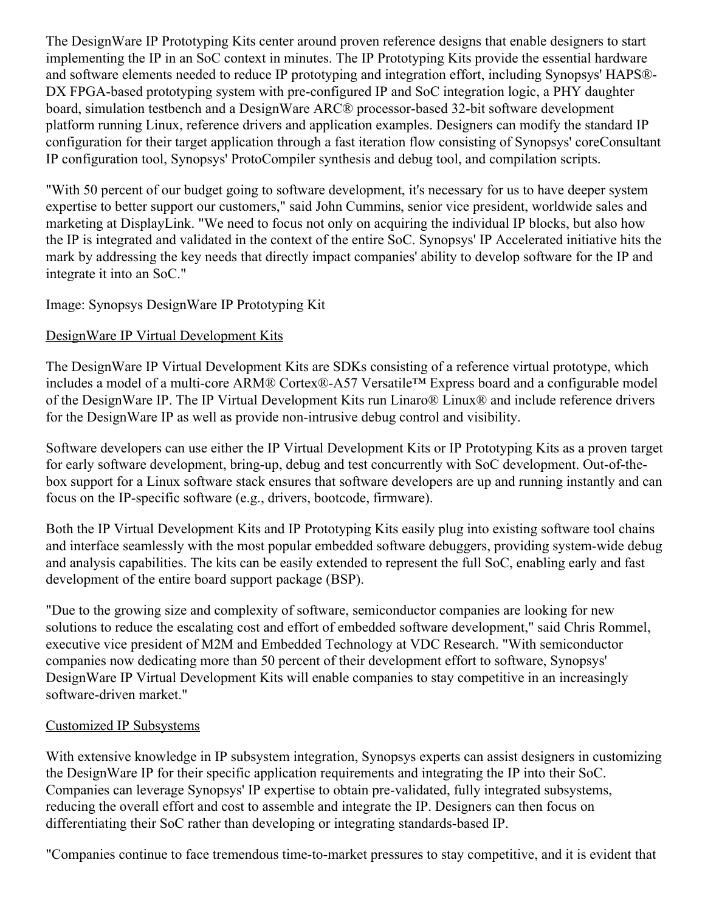The DesignWare IP Prototyping Kits center around proven reference designs that enable designers to start implementing the IP in an SoC context in minutes. The IP Prototyping Kits provide the essential hardware and software elements needed to reduce IP prototyping and integration effort, including Synopsys' HAPS®-DX FPGA-based prototyping system with pre-configured IP and SoC integration logic, a PHY daughter board, simulation testbench and a DesignWare ARC® processor-based 32-bit software development platform running Linux, reference drivers and application examples. Designers can modify the standard IP configuration for their target application through a fast iteration flow consisting of Synopsys' coreConsultant IP configuration tool, Synopsys' ProtoCompiler synthesis and debug tool, and compilation scripts.

"With 50 percent of our budget going to software development, it's necessary for us to have deeper system expertise to better support our customers," said John Cummins, senior vice president, worldwide sales and marketing at DisplayLink. "We need to focus not only on acquiring the individual IP blocks, but also how the IP is integrated and validated in the context of the entire SoC. Synopsys' IP Accelerated initiative hits the mark by addressing the key needs that directly impact companies' ability to develop software for the IP and integrate it into an SoC."

Image: Synopsys DesignWare IP Prototyping Kit

DesignWare IP Virtual Development Kits

The DesignWare IP Virtual Development Kits are SDKs consisting of a reference virtual prototype, which includes a model of a multi-core ARM® Cortex®-A57 Versatile™ Express board and a configurable model of the DesignWare IP. The IP Virtual Development Kits run Linaro® Linux® and include reference drivers for the DesignWare IP as well as provide non-intrusive debug control and visibility.

Software developers can use either the IP Virtual Development Kits or IP Prototyping Kits as a proven target for early software development, bring-up, debug and test concurrently with SoC development. Out-of-the-box support for a Linux software stack ensures that software developers are up and running instantly and can focus on the IP-specific software (e.g., drivers, bootcode, firmware).

Both the IP Virtual Development Kits and IP Prototyping Kits easily plug into existing software tool chains and interface seamlessly with the most popular embedded software debuggers, providing system-wide debug and analysis capabilities. The kits can be easily extended to represent the full SoC, enabling early and fast development of the entire board support package (BSP).

"Due to the growing size and complexity of software, semiconductor companies are looking for new solutions to reduce the escalating cost and effort of embedded software development," said Chris Rommel, executive vice president of M2M and Embedded Technology at VDC Research. "With semiconductor companies now dedicating more than 50 percent of their development effort to software, Synopsys' DesignWare IP Virtual Development Kits will enable companies to stay competitive in an increasingly software-driven market."

Customized IP Subsystems

With extensive knowledge in IP subsystem integration, Synopsys experts can assist designers in customizing the DesignWare IP for their specific application requirements and integrating the IP into their SoC. Companies can leverage Synopsys' IP expertise to obtain pre-validated, fully integrated subsystems, reducing the overall effort and cost to assemble and integrate the IP. Designers can then focus on differentiating their SoC rather than developing or integrating standards-based IP.

"Companies continue to face tremendous time-to-market pressures to stay competitive, and it is evident that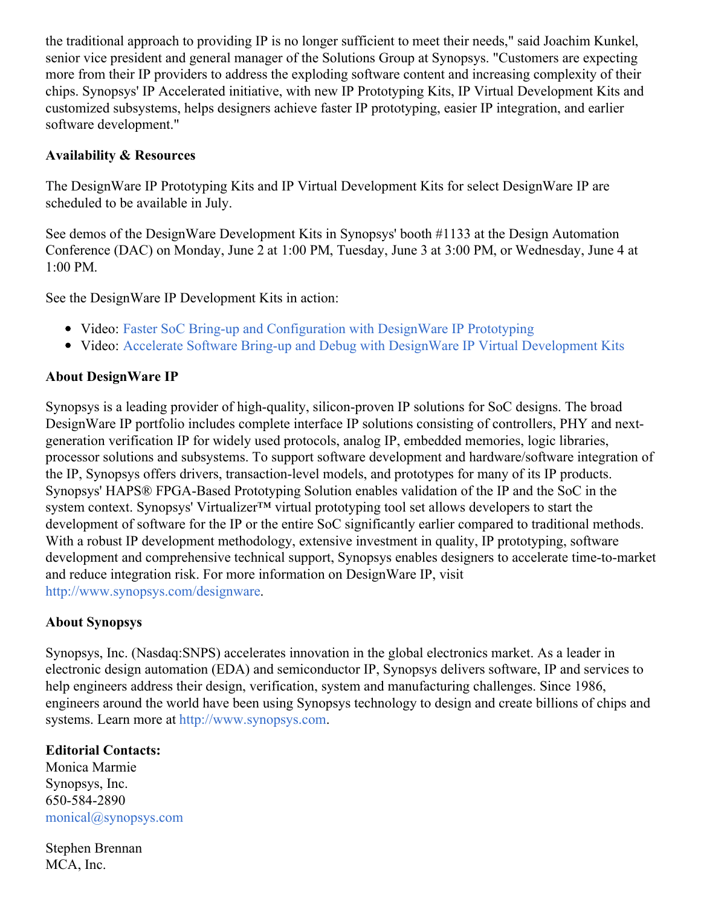the traditional approach to providing IP is no longer sufficient to meet their needs," said Joachim Kunkel, senior vice president and general manager of the Solutions Group at Synopsys. "Customers are expecting more from their IP providers to address the exploding software content and increasing complexity of their chips. Synopsys' IP Accelerated initiative, with new IP Prototyping Kits, IP Virtual Development Kits and customized subsystems, helps designers achieve faster IP prototyping, easier IP integration, and earlier software development."

**Availability & Resources**

The DesignWare IP Prototyping Kits and IP Virtual Development Kits for select DesignWare IP are scheduled to be available in July.

See demos of the DesignWare Development Kits in Synopsys' booth #1133 at the Design Automation Conference (DAC) on Monday, June 2 at 1:00 PM, Tuesday, June 3 at 3:00 PM, or Wednesday, June 4 at 1:00 PM.

See the DesignWare IP Development Kits in action:

- Video: Faster SoC Bring-up and Configuration with DesignWare IP Prototyping
- Video: Accelerate Software Bring-up and Debug with DesignWare IP Virtual Development Kits

**About DesignWare IP**

Synopsys is a leading provider of high-quality, silicon-proven IP solutions for SoC designs. The broad DesignWare IP portfolio includes complete interface IP solutions consisting of controllers, PHY and next-generation verification IP for widely used protocols, analog IP, embedded memories, logic libraries, processor solutions and subsystems. To support software development and hardware/software integration of the IP, Synopsys offers drivers, transaction-level models, and prototypes for many of its IP products. Synopsys' HAPS® FPGA-Based Prototyping Solution enables validation of the IP and the SoC in the system context. Synopsys' Virtualizer™ virtual prototyping tool set allows developers to start the development of software for the IP or the entire SoC significantly earlier compared to traditional methods. With a robust IP development methodology, extensive investment in quality, IP prototyping, software development and comprehensive technical support, Synopsys enables designers to accelerate time-to-market and reduce integration risk. For more information on DesignWare IP, visit http://www.synopsys.com/designware.

**About Synopsys**

Synopsys, Inc. (Nasdaq:SNPS) accelerates innovation in the global electronics market. As a leader in electronic design automation (EDA) and semiconductor IP, Synopsys delivers software, IP and services to help engineers address their design, verification, system and manufacturing challenges. Since 1986, engineers around the world have been using Synopsys technology to design and create billions of chips and systems. Learn more at http://www.synopsys.com.

**Editorial Contacts:**
Monica Marmie
Synopsys, Inc.
650-584-2890
monical@synopsys.com

Stephen Brennan
MCA, Inc.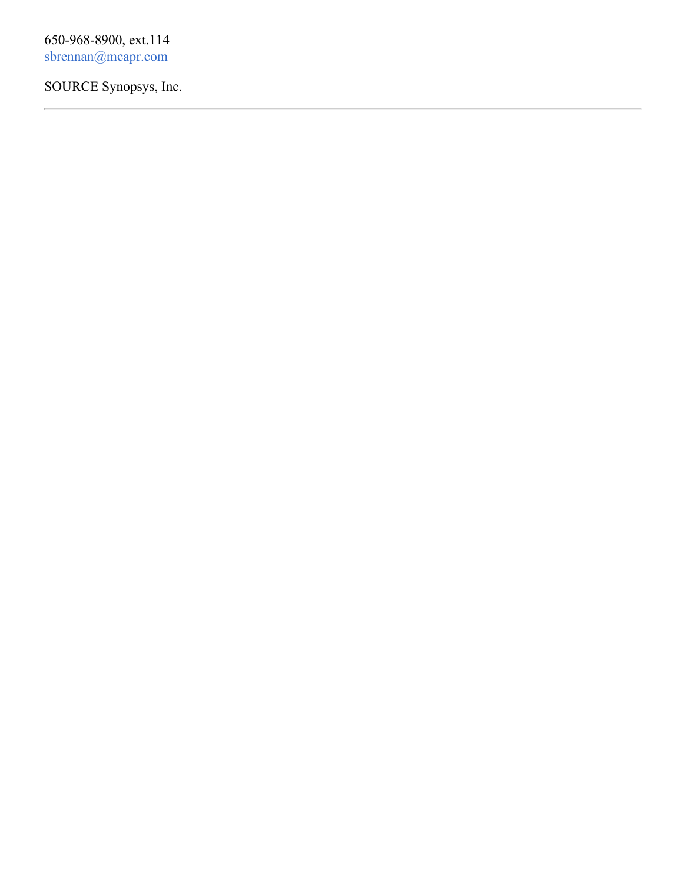650-968-8900, ext.114
sbrennan@mcapr.com

SOURCE Synopsys, Inc.

---